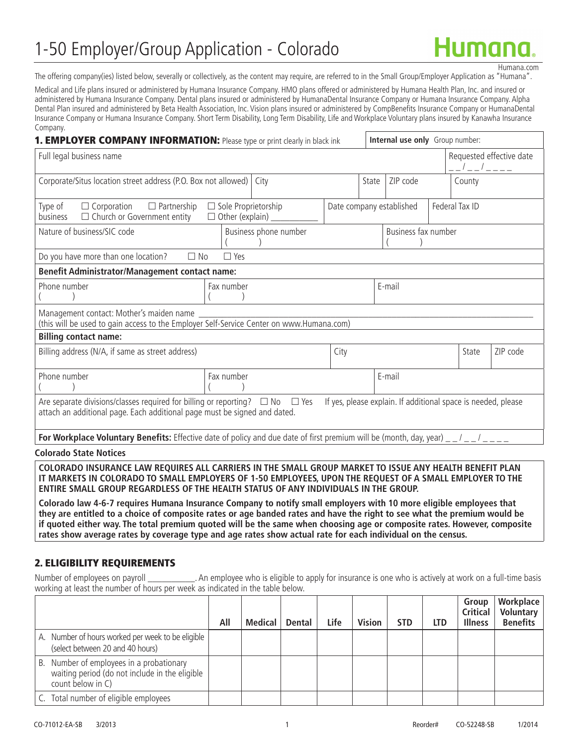# 1-50 Employer/Group Application - Colorado

**Humana.**

Humana.com

The offering company(ies) listed below, severally or collectively, as the content may require, are referred to in the Small Group/Employer Application as "Humana".

Medical and Life plans insured or administered by Humana Insurance Company. HMO plans offered or administered by Humana Health Plan, Inc. and insured or administered by Humana Insurance Company. Dental plans insured or administered by HumanaDental Insurance Company or Humana Insurance Company. Alpha Dental Plan insured and administered by Beta Health Association, Inc. Vision plans insured or administered by CompBenefits Insurance Company or HumanaDental Insurance Company or Humana Insurance Company. Short Term Disability, Long Term Disability, Life and Workplace Voluntary plans insured by Kanawha Insurance Company.

## 1. EMPLOYER COMPANY INFORMATION: Please type or print clearly in black ink

**Internal use only** Group number:

Full legal business name

Requested effective date __/__/____

Corporate/Situs location street address (P.O. Box not allowed) | City | State | ZIP code | County

Type of business ☐ Corporation ☐ Partnership ☐ Sole Proprietorship ☐ Church or Government entity ☐ Other (explain) __________

Date company established | Federal Tax ID

Nature of business/SIC code | Business phone number ( ) | Business fax number ( )

Do you have more than one location? ☐ No ☐ Yes

**Benefit Administrator/Management contact name:**

Phone number ( ) | Fax number ( ) | E-mail

Management contact: Mother's maiden name ______________________________
(this will be used to gain access to the Employer Self-Service Center on www.Humana.com)

**Billing contact name:**

Billing address (N/A, if same as street address) | City | State | ZIP code

Phone number ( ) | Fax number ( ) | E-mail

Are separate divisions/classes required for billing or reporting? ☐ No ☐ Yes If yes, please explain. If additional space is needed, please attach an additional page. Each additional page must be signed and dated.

**For Workplace Voluntary Benefits:** Effective date of policy and due date of first premium will be (month, day, year) __/__/____

**Colorado State Notices**

**COLORADO INSURANCE LAW REQUIRES ALL CARRIERS IN THE SMALL GROUP MARKET TO ISSUE ANY HEALTH BENEFIT PLAN IT MARKETS IN COLORADO TO SMALL EMPLOYERS OF 1-50 EMPLOYEES, UPON THE REQUEST OF A SMALL EMPLOYER TO THE ENTIRE SMALL GROUP REGARDLESS OF THE HEALTH STATUS OF ANY INDIVIDUALS IN THE GROUP.**

**Colorado law 4-6-7 requires Humana Insurance Company to notify small employers with 10 more eligible employees that they are entitled to a choice of composite rates or age banded rates and have the right to see what the premium would be if quoted either way. The total premium quoted will be the same when choosing age or composite rates. However, composite rates show average rates by coverage type and age rates show actual rate for each individual on the census.**

## 2. ELIGIBILITY REQUIREMENTS

Number of employees on payroll __________. An employee who is eligible to apply for insurance is one who is actively at work on a full-time basis working at least the number of hours per week as indicated in the table below.

| | All | Medical | Dental | Life | Vision | STD | LTD | Group Critical Illness | Workplace Voluntary Benefits |
|---|---|---|---|---|---|---|---|---|---|
| A. Number of hours worked per week to be eligible (select between 20 and 40 hours) | | | | | | | | | |
| B. Number of employees in a probationary waiting period (do not include in the eligible count below in C) | | | | | | | | | |
| C. Total number of eligible employees | | | | | | | | | |

CO-71012-EA-SB 3/2013 Reorder# CO-52248-SB 1/2014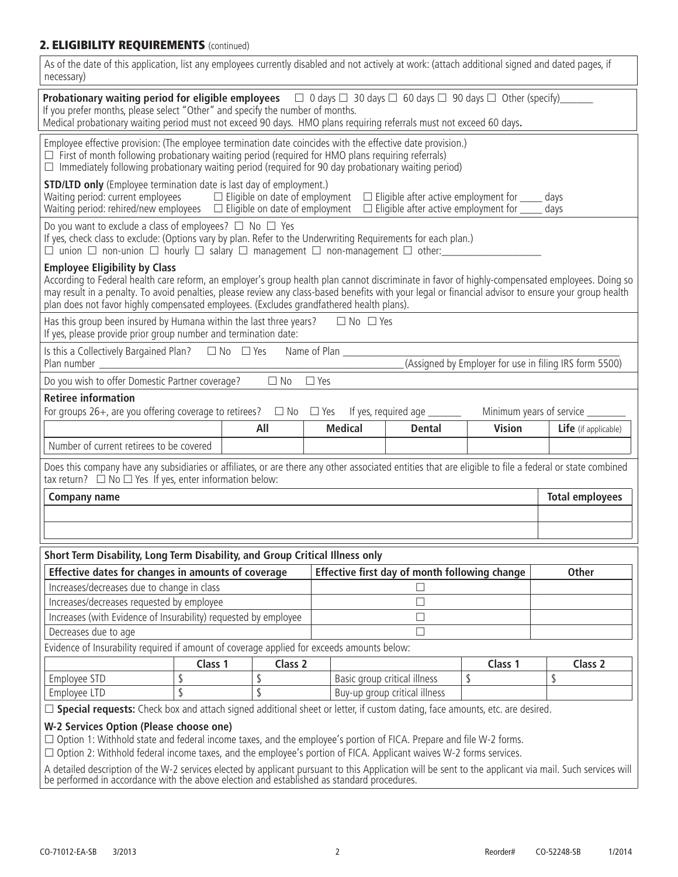## 2. ELIGIBILITY REQUIREMENTS (continued)

As of the date of this application, list any employees currently disabled and not actively at work: (attach additional signed and dated pages, if necessary)

**Probationary waiting period for eligible employees** ☐ 0 days ☐ 30 days ☐ 60 days ☐ 90 days ☐ Other (specify)_______
If you prefer months, please select "Other" and specify the number of months.
Medical probationary waiting period must not exceed 90 days. HMO plans requiring referrals must not exceed 60 days**.**

Employee effective provision: (The employee termination date coincides with the effective date provision.)
☐ First of month following probationary waiting period (required for HMO plans requiring referrals)
☐ Immediately following probationary waiting period (required for 90 day probationary waiting period)

**STD/LTD only** (Employee termination date is last day of employment.)
Waiting period: current employees ☐ Eligible on date of employment ☐ Eligible after active employment for _____ days
Waiting period: rehired/new employees ☐ Eligible on date of employment ☐ Eligible after active employment for _____ days

Do you want to exclude a class of employees? ☐ No ☐ Yes
If yes, check class to exclude: (Options vary by plan. Refer to the Underwriting Requirements for each plan.)
☐ union ☐ non-union ☐ hourly ☐ salary ☐ management ☐ non-management ☐ other:____________________

**Employee Eligibility by Class**
According to Federal health care reform, an employer's group health plan cannot discriminate in favor of highly-compensated employees. Doing so may result in a penalty. To avoid penalties, please review any class-based benefits with your legal or financial advisor to ensure your group health plan does not favor highly compensated employees. (Excludes grandfathered health plans).

Has this group been insured by Humana within the last three years? ☐ No ☐ Yes
If yes, please provide prior group number and termination date:

Is this a Collectively Bargained Plan? ☐ No ☐ Yes Name of Plan ______________________________
Plan number ______________________________ (Assigned by Employer for use in filing IRS form 5500)

Do you wish to offer Domestic Partner coverage? ☐ No ☐ Yes

**Retiree information**
For groups 26+, are you offering coverage to retirees? ☐ No ☐ Yes If yes, required age _______ Minimum years of service ________

| | All | Medical | Dental | Vision | Life (if applicable) |
|---|---|---|---|---|---|
| Number of current retirees to be covered | | | | | |

Does this company have any subsidiaries or affiliates, or are there any other associated entities that are eligible to file a federal or state combined tax return? ☐ No ☐ Yes If yes, enter information below:

| Company name | Total employees |
|---|---|
| | |
| | |

**Short Term Disability, Long Term Disability, and Group Critical Illness only**

| Effective dates for changes in amounts of coverage | Effective first day of month following change | Other |
|---|---|---|
| Increases/decreases due to change in class | ☐ | |
| Increases/decreases requested by employee | ☐ | |
| Increases (with Evidence of Insurability) requested by employee | ☐ | |
| Decreases due to age | ☐ | |

Evidence of Insurability required if amount of coverage applied for exceeds amounts below:

| | Class 1 | Class 2 | | Class 1 | Class 2 |
|---|---|---|---|---|---|
| Employee STD | $ | $ | Basic group critical illness | $ | $ |
| Employee LTD | $ | $ | Buy-up group critical illness | | |

☐ **Special requests:** Check box and attach signed additional sheet or letter, if custom dating, face amounts, etc. are desired.

**W-2 Services Option (Please choose one)**
☐ Option 1: Withhold state and federal income taxes, and the employee's portion of FICA. Prepare and file W-2 forms.
☐ Option 2: Withhold federal income taxes, and the employee's portion of FICA. Applicant waives W-2 forms services.

A detailed description of the W-2 services elected by applicant pursuant to this Application will be sent to the applicant via mail. Such services will be performed in accordance with the above election and established as standard procedures.

CO-71012-EA-SB 3/2013 Reorder# CO-52248-SB 1/2014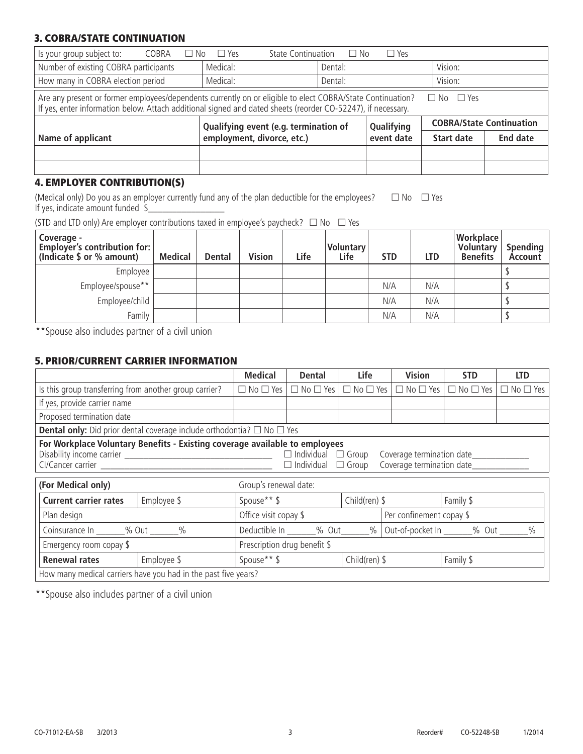### 3. COBRA/STATE CONTINUATION

| Is your group subject to: COBRA ☐ No ☐ Yes | State Continuation ☐ No ☐ Yes | | |
|---|---|---|---|
| Number of existing COBRA participants | Medical: | Dental: | Vision: |
| How many in COBRA election period | Medical: | Dental: | Vision: |

Are any present or former employees/dependents currently on or eligible to elect COBRA/State Continuation? ☐ No ☐ Yes
If yes, enter information below. Attach additional signed and dated sheets (reorder CO-52247), if necessary.

| Name of applicant | Qualifying event (e.g. termination of employment, divorce, etc.) | Qualifying event date | COBRA/State Continuation | |
|---|---|---|---|---|
| | | | Start date | End date |
| | | | | |
| | | | | |

### 4. EMPLOYER CONTRIBUTION(S)

(Medical only) Do you as an employer currently fund any of the plan deductible for the employees? ☐ No ☐ Yes
If yes, indicate amount funded $__________________

(STD and LTD only) Are employer contributions taxed in employee's paycheck? ☐ No ☐ Yes

| Coverage - Employer's contribution for: (Indicate $ or % amount) | Medical | Dental | Vision | Life | Voluntary Life | STD | LTD | Workplace Voluntary Benefits | Spending Account |
|---|---|---|---|---|---|---|---|---|---|
| Employee | | | | | | | | | $ |
| Employee/spouse** | | | | | | N/A | N/A | | $ |
| Employee/child | | | | | | N/A | N/A | | $ |
| Family | | | | | | N/A | N/A | | $ |

**Spouse also includes partner of a civil union

### 5. PRIOR/CURRENT CARRIER INFORMATION

| | Medical | Dental | Life | Vision | STD | LTD |
|---|---|---|---|---|---|---|
| Is this group transferring from another group carrier? | ☐ No ☐ Yes | ☐ No ☐ Yes | ☐ No ☐ Yes | ☐ No ☐ Yes | ☐ No ☐ Yes | ☐ No ☐ Yes |
| If yes, provide carrier name | | | | | | |
| Proposed termination date | | | | | | |

**Dental only:** Did prior dental coverage include orthodontia? ☐ No ☐ Yes

**For Workplace Voluntary Benefits - Existing coverage available to employees**
Disability income carrier ________________________________ ☐ Individual ☐ Group Coverage termination date_____________
CI/Cancer carrier ____________________________________ ☐ Individual ☐ Group Coverage termination date_____________

| (For Medical only) | | Group's renewal date: | | |
|---|---|---|---|---|
| **Current carrier rates** | Employee $ | Spouse** $ | Child(ren) $ | Family $ |
| Plan design | | Office visit copay $ | Per confinement copay $ | |
| Coinsurance In _______% Out _______% | | Deductible In _______% Out_______% | Out-of-pocket In _______% Out _______% | |
| Emergency room copay $ | | Prescription drug benefit $ | | |
| **Renewal rates** | Employee $ | Spouse** $ | Child(ren) $ | Family $ |
| How many medical carriers have you had in the past five years? | | | | |

**Spouse also includes partner of a civil union

CO-71012-EA-SB 3/2013 Reorder# CO-52248-SB 1/2014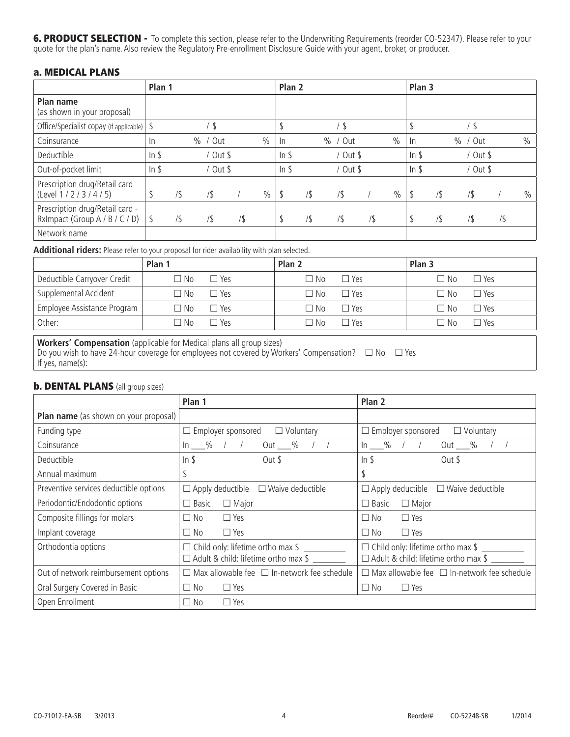## 6. PRODUCT SELECTION - 

To complete this section, please refer to the Underwriting Requirements (reorder CO-52347). Please refer to your quote for the plan's name. Also review the Regulatory Pre-enrollment Disclosure Guide with your agent, broker, or producer.

### a. MEDICAL PLANS

| | Plan 1 | Plan 2 | Plan 3 |
|---|---|---|---|
| **Plan name** (as shown in your proposal) | | | |
| Office/Specialist copay (if applicable) | $ / $ | $ / $ | $ / $ |
| Coinsurance | In % / Out % | In % / Out % | In % / Out % |
| Deductible | In $ / Out $ | In $ / Out $ | In $ / Out $ |
| Out-of-pocket limit | In $ / Out $ | In $ / Out $ | In $ / Out $ |
| Prescription drug/Retail card (Level 1 / 2 / 3 / 4 / 5) | $ /$ /$ / % | $ /$ /$ / % | $ /$ /$ / % |
| Prescription drug/Retail card - RxImpact (Group A / B / C / D) | $ /$ /$ /$ | $ /$ /$ /$ | $ /$ /$ /$ |
| Network name | | | |

**Additional riders:** Please refer to your proposal for rider availability with plan selected.

| | Plan 1 | Plan 2 | Plan 3 |
|---|---|---|---|
| Deductible Carryover Credit | ☐ No ☐ Yes | ☐ No ☐ Yes | ☐ No ☐ Yes |
| Supplemental Accident | ☐ No ☐ Yes | ☐ No ☐ Yes | ☐ No ☐ Yes |
| Employee Assistance Program | ☐ No ☐ Yes | ☐ No ☐ Yes | ☐ No ☐ Yes |
| Other: | ☐ No ☐ Yes | ☐ No ☐ Yes | ☐ No ☐ Yes |

**Workers' Compensation** (applicable for Medical plans all group sizes)
Do you wish to have 24-hour coverage for employees not covered by Workers' Compensation? ☐ No ☐ Yes
If yes, name(s):

### b. DENTAL PLANS (all group sizes)

| | Plan 1 | Plan 2 |
|---|---|---|
| **Plan name** (as shown on your proposal) | | |
| Funding type | ☐ Employer sponsored ☐ Voluntary | ☐ Employer sponsored ☐ Voluntary |
| Coinsurance | In ___% / / Out ___% / / | In ___% / / Out ___% / / |
| Deductible | In $ Out $ | In $ Out $ |
| Annual maximum | $ | $ |
| Preventive services deductible options | ☐ Apply deductible ☐ Waive deductible | ☐ Apply deductible ☐ Waive deductible |
| Periodontic/Endodontic options | ☐ Basic ☐ Major | ☐ Basic ☐ Major |
| Composite fillings for molars | ☐ No ☐ Yes | ☐ No ☐ Yes |
| Implant coverage | ☐ No ☐ Yes | ☐ No ☐ Yes |
| Orthodontia options | ☐ Child only: lifetime ortho max $ __________ ☐ Adult & child: lifetime ortho max $ ________ | ☐ Child only: lifetime ortho max $ __________ ☐ Adult & child: lifetime ortho max $ ________ |
| Out of network reimbursement options | ☐ Max allowable fee ☐ In-network fee schedule | ☐ Max allowable fee ☐ In-network fee schedule |
| Oral Surgery Covered in Basic | ☐ No ☐ Yes | ☐ No ☐ Yes |
| Open Enrollment | ☐ No ☐ Yes | |

CO-71012-EA-SB 3/2013 Reorder# CO-52248-SB 1/2014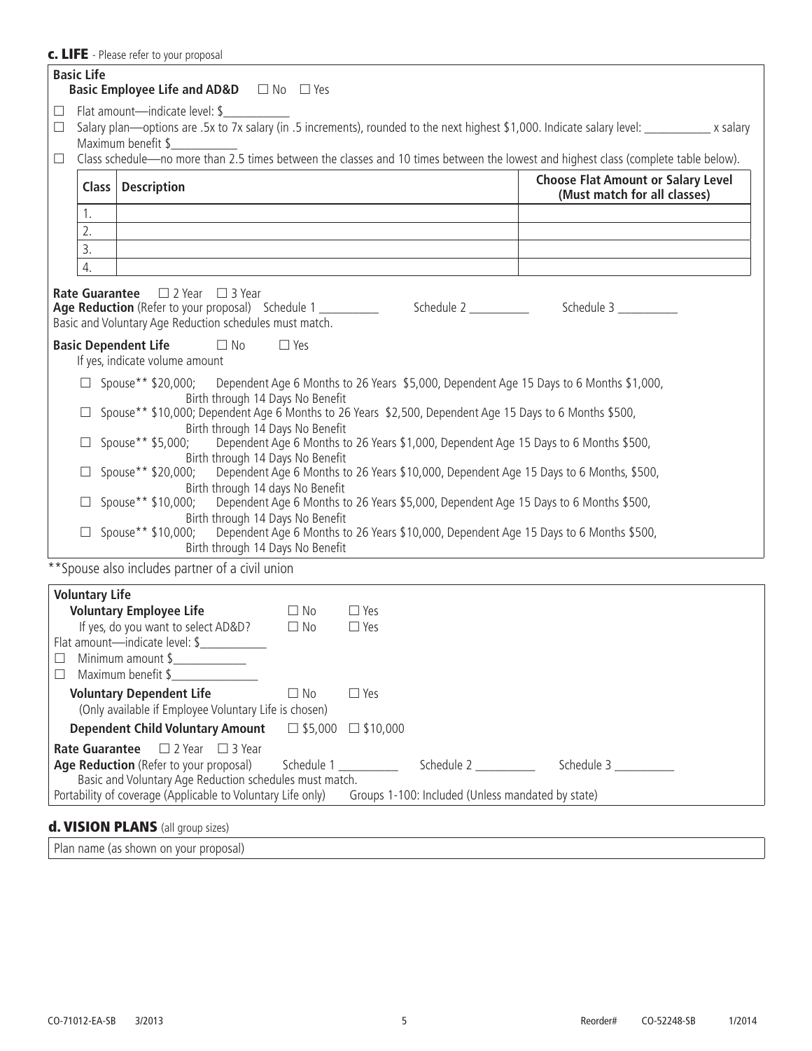## c. LIFE - Please refer to your proposal

### Basic Life

**Basic Employee Life and AD&D** ☐ No ☐ Yes

☐ Flat amount—indicate level: $___________

☐ Salary plan—options are .5x to 7x salary (in .5 increments), rounded to the next highest $1,000. Indicate salary level: ___________ x salary Maximum benefit $___________

☐ Class schedule—no more than 2.5 times between the classes and 10 times between the lowest and highest class (complete table below).

| Class | Description | Choose Flat Amount or Salary Level (Must match for all classes) |
|---|---|---|
| 1. | | |
| 2. | | |
| 3. | | |
| 4. | | |

**Rate Guarantee** ☐ 2 Year ☐ 3 Year

**Age Reduction** (Refer to your proposal) Schedule 1 __________ Schedule 2 __________ Schedule 3 __________

Basic and Voluntary Age Reduction schedules must match.

**Basic Dependent Life** ☐ No ☐ Yes

If yes, indicate volume amount

- ☐ Spouse** $20,000; Dependent Age 6 Months to 26 Years $5,000, Dependent Age 15 Days to 6 Months $1,000, Birth through 14 Days No Benefit
- ☐ Spouse** $10,000; Dependent Age 6 Months to 26 Years $2,500, Dependent Age 15 Days to 6 Months $500, Birth through 14 Days No Benefit
- ☐ Spouse** $5,000; Dependent Age 6 Months to 26 Years $1,000, Dependent Age 15 Days to 6 Months $500, Birth through 14 Days No Benefit
- ☐ Spouse** $20,000; Dependent Age 6 Months to 26 Years $10,000, Dependent Age 15 Days to 6 Months, $500, Birth through 14 days No Benefit
- ☐ Spouse** $10,000; Dependent Age 6 Months to 26 Years $5,000, Dependent Age 15 Days to 6 Months $500, Birth through 14 Days No Benefit
- ☐ Spouse** $10,000; Dependent Age 6 Months to 26 Years $10,000, Dependent Age 15 Days to 6 Months $500, Birth through 14 Days No Benefit

**Spouse also includes partner of a civil union

### Voluntary Life

**Voluntary Employee Life** ☐ No ☐ Yes

If yes, do you want to select AD&D? ☐ No ☐ Yes

Flat amount—indicate level: $___________

☐ Minimum amount $____________

☐ Maximum benefit $______________

**Voluntary Dependent Life** ☐ No ☐ Yes

(Only available if Employee Voluntary Life is chosen)

**Dependent Child Voluntary Amount** ☐ $5,000 ☐ $10,000

**Rate Guarantee** ☐ 2 Year ☐ 3 Year

**Age Reduction** (Refer to your proposal) Schedule 1 __________ Schedule 2 __________ Schedule 3 __________

Basic and Voluntary Age Reduction schedules must match.

Portability of coverage (Applicable to Voluntary Life only) Groups 1-100: Included (Unless mandated by state)

## d. VISION PLANS (all group sizes)

Plan name (as shown on your proposal)

CO-71012-EA-SB 3/2013 Reorder# CO-52248-SB 1/2014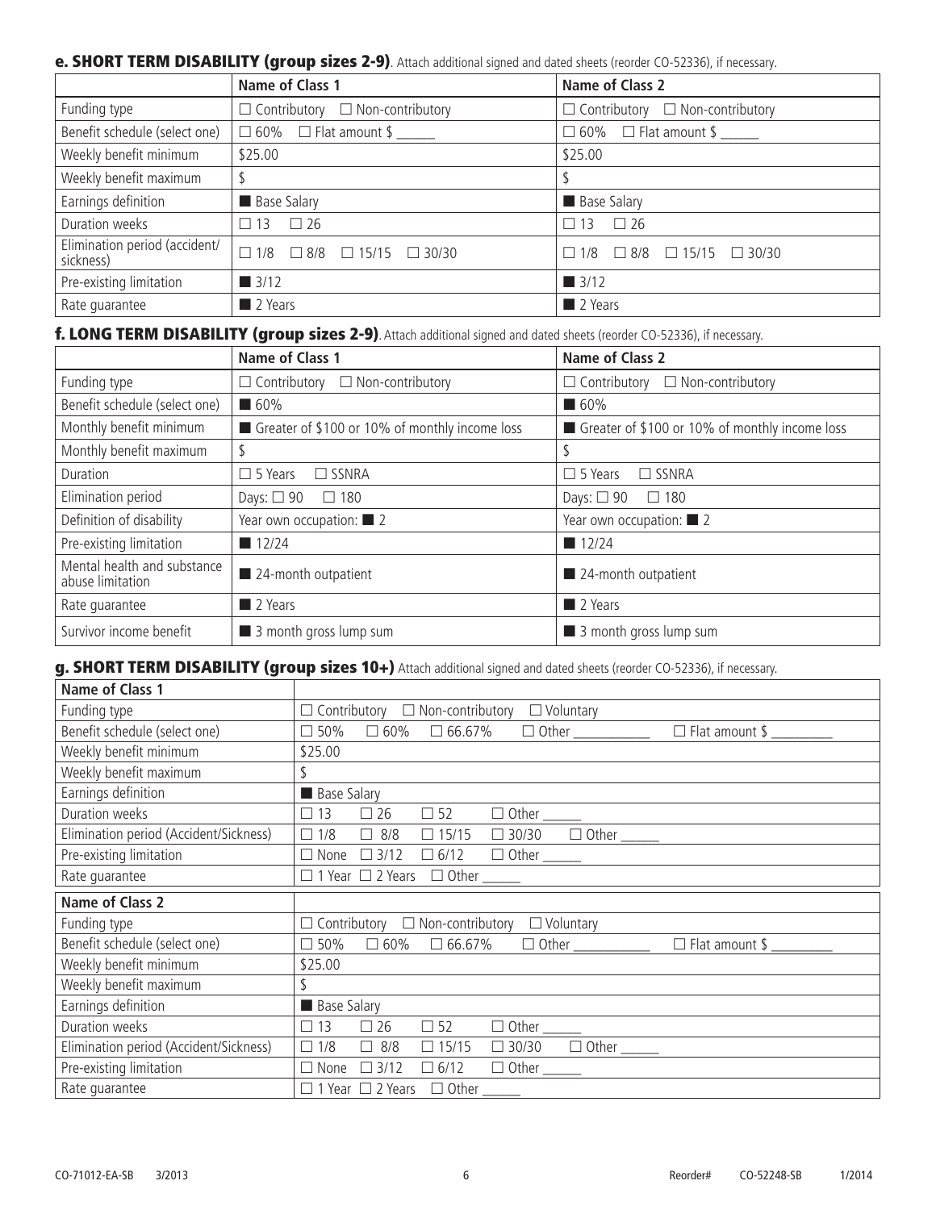## e. SHORT TERM DISABILITY (group sizes 2-9). Attach additional signed and dated sheets (reorder CO-52336), if necessary.

| | Name of Class 1 | Name of Class 2 |
|---|---|---|
| Funding type | ☐ Contributory ☐ Non-contributory | ☐ Contributory ☐ Non-contributory |
| Benefit schedule (select one) | ☐ 60% ☐ Flat amount $ ______ | ☐ 60% ☐ Flat amount $ ______ |
| Weekly benefit minimum | $25.00 | $25.00 |
| Weekly benefit maximum | $ | $ |
| Earnings definition | ■ Base Salary | ■ Base Salary |
| Duration weeks | ☐ 13 ☐ 26 | ☐ 13 ☐ 26 |
| Elimination period (accident/ sickness) | ☐ 1/8 ☐ 8/8 ☐ 15/15 ☐ 30/30 | ☐ 1/8 ☐ 8/8 ☐ 15/15 ☐ 30/30 |
| Pre-existing limitation | ■ 3/12 | ■ 3/12 |
| Rate guarantee | ■ 2 Years | ■ 2 Years |

## f. LONG TERM DISABILITY (group sizes 2-9). Attach additional signed and dated sheets (reorder CO-52336), if necessary.

| | Name of Class 1 | Name of Class 2 |
|---|---|---|
| Funding type | ☐ Contributory ☐ Non-contributory | ☐ Contributory ☐ Non-contributory |
| Benefit schedule (select one) | ■ 60% | ■ 60% |
| Monthly benefit minimum | ■ Greater of $100 or 10% of monthly income loss | ■ Greater of $100 or 10% of monthly income loss |
| Monthly benefit maximum | $ | $ |
| Duration | ☐ 5 Years ☐ SSNRA | ☐ 5 Years ☐ SSNRA |
| Elimination period | Days: ☐ 90 ☐ 180 | Days: ☐ 90 ☐ 180 |
| Definition of disability | Year own occupation: ■ 2 | Year own occupation: ■ 2 |
| Pre-existing limitation | ■ 12/24 | ■ 12/24 |
| Mental health and substance abuse limitation | ■ 24-month outpatient | ■ 24-month outpatient |
| Rate guarantee | ■ 2 Years | ■ 2 Years |
| Survivor income benefit | ■ 3 month gross lump sum | ■ 3 month gross lump sum |

## g. SHORT TERM DISABILITY (group sizes 10+) Attach additional signed and dated sheets (reorder CO-52336), if necessary.

| Name of Class 1 | |
|---|---|
| Funding type | ☐ Contributory ☐ Non-contributory ☐ Voluntary |
| Benefit schedule (select one) | ☐ 50% ☐ 60% ☐ 66.67% ☐ Other __________ ☐ Flat amount $ ________ |
| Weekly benefit minimum | $25.00 |
| Weekly benefit maximum | $ |
| Earnings definition | ■ Base Salary |
| Duration weeks | ☐ 13 ☐ 26 ☐ 52 ☐ Other _____ |
| Elimination period (Accident/Sickness) | ☐ 1/8 ☐ 8/8 ☐ 15/15 ☐ 30/30 ☐ Other _____ |
| Pre-existing limitation | ☐ None ☐ 3/12 ☐ 6/12 ☐ Other _____ |
| Rate guarantee | ☐ 1 Year ☐ 2 Years ☐ Other _____ |

| Name of Class 2 | |
|---|---|
| Funding type | ☐ Contributory ☐ Non-contributory ☐ Voluntary |
| Benefit schedule (select one) | ☐ 50% ☐ 60% ☐ 66.67% ☐ Other __________ ☐ Flat amount $ ________ |
| Weekly benefit minimum | $25.00 |
| Weekly benefit maximum | $ |
| Earnings definition | ■ Base Salary |
| Duration weeks | ☐ 13 ☐ 26 ☐ 52 ☐ Other _____ |
| Elimination period (Accident/Sickness) | ☐ 1/8 ☐ 8/8 ☐ 15/15 ☐ 30/30 ☐ Other _____ |
| Pre-existing limitation | ☐ None ☐ 3/12 ☐ 6/12 ☐ Other _____ |
| Rate guarantee | ☐ 1 Year ☐ 2 Years ☐ Other _____ |

CO-71012-EA-SB 3/2013 Reorder# CO-52248-SB 1/2014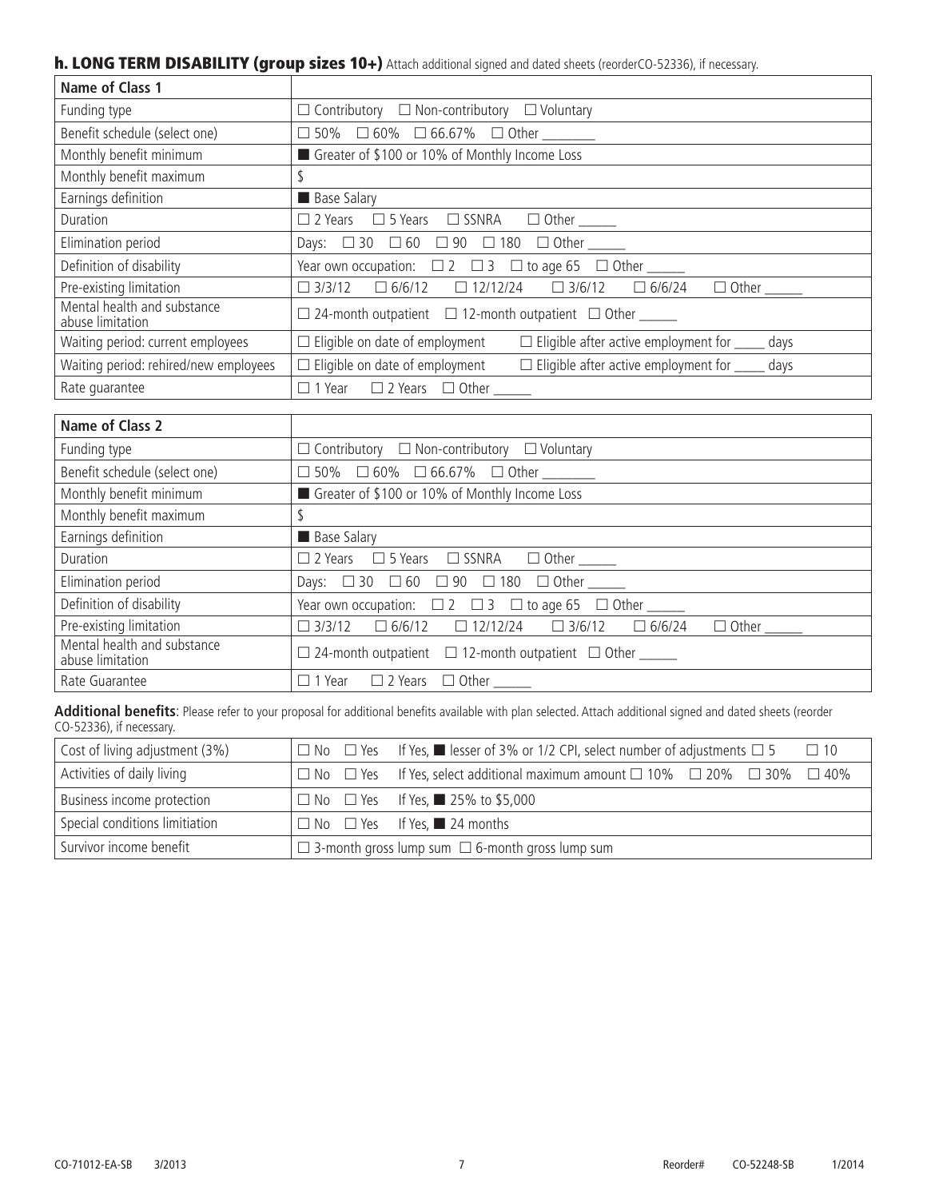### h. LONG TERM DISABILITY (group sizes 10+) Attach additional signed and dated sheets (reorderCO-52336), if necessary.

| Name of Class 1 | |
|---|---|
| Funding type | ☐ Contributory ☐ Non-contributory ☐ Voluntary |
| Benefit schedule (select one) | ☐ 50% ☐ 60% ☐ 66.67% ☐ Other ________ |
| Monthly benefit minimum | ■ Greater of $100 or 10% of Monthly Income Loss |
| Monthly benefit maximum | $ |
| Earnings definition | ■ Base Salary |
| Duration | ☐ 2 Years ☐ 5 Years ☐ SSNRA ☐ Other ______ |
| Elimination period | Days: ☐ 30 ☐ 60 ☐ 90 ☐ 180 ☐ Other ______ |
| Definition of disability | Year own occupation: ☐ 2 ☐ 3 ☐ to age 65 ☐ Other ______ |
| Pre-existing limitation | ☐ 3/3/12 ☐ 6/6/12 ☐ 12/12/24 ☐ 3/6/12 ☐ 6/6/24 ☐ Other ______ |
| Mental health and substance abuse limitation | ☐ 24-month outpatient ☐ 12-month outpatient ☐ Other ______ |
| Waiting period: current employees | ☐ Eligible on date of employment ☐ Eligible after active employment for _____ days |
| Waiting period: rehired/new employees | ☐ Eligible on date of employment ☐ Eligible after active employment for _____ days |
| Rate guarantee | ☐ 1 Year ☐ 2 Years ☐ Other ______ |

| Name of Class 2 | |
|---|---|
| Funding type | ☐ Contributory ☐ Non-contributory ☐ Voluntary |
| Benefit schedule (select one) | ☐ 50% ☐ 60% ☐ 66.67% ☐ Other ________ |
| Monthly benefit minimum | ■ Greater of $100 or 10% of Monthly Income Loss |
| Monthly benefit maximum | $ |
| Earnings definition | ■ Base Salary |
| Duration | ☐ 2 Years ☐ 5 Years ☐ SSNRA ☐ Other ______ |
| Elimination period | Days: ☐ 30 ☐ 60 ☐ 90 ☐ 180 ☐ Other ______ |
| Definition of disability | Year own occupation: ☐ 2 ☐ 3 ☐ to age 65 ☐ Other ______ |
| Pre-existing limitation | ☐ 3/3/12 ☐ 6/6/12 ☐ 12/12/24 ☐ 3/6/12 ☐ 6/6/24 ☐ Other ______ |
| Mental health and substance abuse limitation | ☐ 24-month outpatient ☐ 12-month outpatient ☐ Other ______ |
| Rate Guarantee | ☐ 1 Year ☐ 2 Years ☐ Other ______ |

**Additional benefits**: Please refer to your proposal for additional benefits available with plan selected. Attach additional signed and dated sheets (reorder CO-52336), if necessary.

| Cost of living adjustment (3%) | ☐ No ☐ Yes If Yes, ■ lesser of 3% or 1/2 CPI, select number of adjustments ☐ 5 ☐ 10 |
|---|---|
| Activities of daily living | ☐ No ☐ Yes If Yes, select additional maximum amount ☐ 10% ☐ 20% ☐ 30% ☐ 40% |
| Business income protection | ☐ No ☐ Yes If Yes, ■ 25% to $5,000 |
| Special conditions limitiation | ☐ No ☐ Yes If Yes, ■ 24 months |
| Survivor income benefit | ☐ 3-month gross lump sum ☐ 6-month gross lump sum |

CO-71012-EA-SB 3/2013 Reorder# CO-52248-SB 1/2014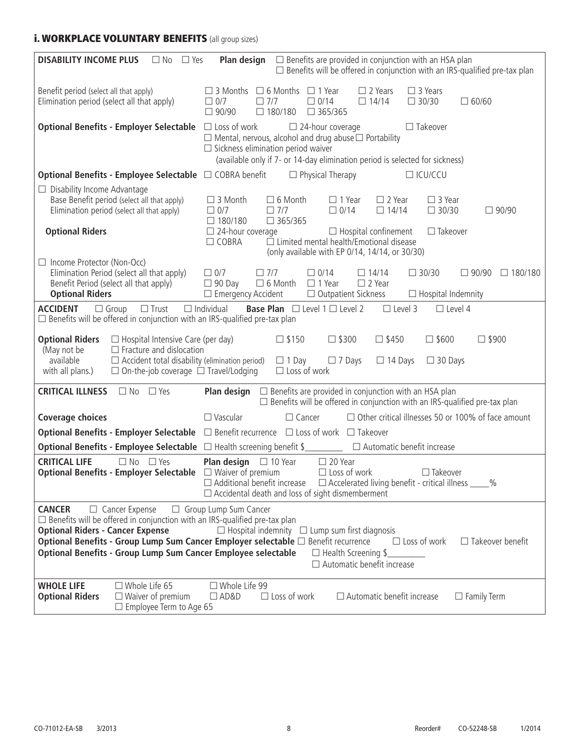## i. WORKPLACE VOLUNTARY BENEFITS (all group sizes)

**DISABILITY INCOME PLUS** ☐ No ☐ Yes **Plan design** ☐ Benefits are provided in conjunction with an HSA plan ☐ Benefits will be offered in conjunction with an IRS-qualified pre-tax plan

Benefit period (select all that apply): ☐ 3 Months ☐ 6 Months ☐ 1 Year ☐ 2 Years ☐ 3 Years

Elimination period (select all that apply): ☐ 0/7 ☐ 7/7 ☐ 0/14 ☐ 14/14 ☐ 30/30 ☐ 60/60 ☐ 90/90 ☐ 180/180 ☐ 365/365

**Optional Benefits - Employer Selectable** ☐ Loss of work ☐ 24-hour coverage ☐ Takeover ☐ Mental, nervous, alcohol and drug abuse ☐ Portability ☐ Sickness elimination period waiver (available only if 7- or 14-day elimination period is selected for sickness)

**Optional Benefits - Employee Selectable** ☐ COBRA benefit ☐ Physical Therapy ☐ ICU/CCU

☐ Disability Income Advantage

Base Benefit period (select all that apply): ☐ 3 Month ☐ 6 Month ☐ 1 Year ☐ 2 Year ☐ 3 Year

Elimination period (select all that apply): ☐ 0/7 ☐ 7/7 ☐ 0/14 ☐ 14/14 ☐ 30/30 ☐ 90/90 ☐ 180/180 ☐ 365/365

**Optional Riders** ☐ 24-hour coverage ☐ Hospital confinement ☐ Takeover ☐ COBRA ☐ Limited mental health/Emotional disease (only available with EP 0/14, 14/14, or 30/30)

☐ Income Protector (Non-Occ)

Elimination Period (select all that apply): ☐ 0/7 ☐ 7/7 ☐ 0/14 ☐ 14/14 ☐ 30/30 ☐ 90/90 ☐ 180/180

Benefit Period (select all that apply): ☐ 90 Day ☐ 6 Month ☐ 1 Year ☐ 2 Year

**Optional Riders** ☐ Emergency Accident ☐ Outpatient Sickness ☐ Hospital Indemnity

---

**ACCIDENT** ☐ Group ☐ Trust ☐ Individual **Base Plan** ☐ Level 1 ☐ Level 2 ☐ Level 3 ☐ Level 4

☐ Benefits will be offered in conjunction with an IRS-qualified pre-tax plan

**Optional Riders** (May not be available with all plans.)

- ☐ Hospital Intensive Care (per day) ☐ $150 ☐ $300 ☐ $450 ☐ $600 ☐ $900
- ☐ Fracture and dislocation
- ☐ Accident total disability (elimination period) ☐ 1 Day ☐ 7 Days ☐ 14 Days ☐ 30 Days
- ☐ On-the-job coverage ☐ Travel/Lodging ☐ Loss of work

---

**CRITICAL ILLNESS** ☐ No ☐ Yes **Plan design** ☐ Benefits are provided in conjunction with an HSA plan ☐ Benefits will be offered in conjunction with an IRS-qualified pre-tax plan

**Coverage choices** ☐ Vascular ☐ Cancer ☐ Other critical illnesses 50 or 100% of face amount

**Optional Benefits - Employer Selectable** ☐ Benefit recurrence ☐ Loss of work ☐ Takeover

**Optional Benefits - Employee Selectable** ☐ Health screening benefit $_________ ☐ Automatic benefit increase

---

**CRITICAL LIFE** ☐ No ☐ Yes **Plan design** ☐ 10 Year ☐ 20 Year

**Optional Benefits - Employer Selectable** ☐ Waiver of premium ☐ Loss of work ☐ Takeover ☐ Additional benefit increase ☐ Accelerated living benefit - critical illness _____% ☐ Accidental death and loss of sight dismemberment

---

**CANCER** ☐ Cancer Expense ☐ Group Lump Sum Cancer

☐ Benefits will be offered in conjunction with an IRS-qualified pre-tax plan

**Optional Riders - Cancer Expense** ☐ Hospital indemnity ☐ Lump sum first diagnosis

**Optional Benefits - Group Lump Sum Cancer Employer selectable** ☐ Benefit recurrence ☐ Loss of work ☐ Takeover benefit

**Optional Benefits - Group Lump Sum Cancer Employee selectable** ☐ Health Screening $_________ ☐ Automatic benefit increase

---

**WHOLE LIFE** ☐ Whole Life 65 ☐ Whole Life 99

**Optional Riders** ☐ Waiver of premium ☐ AD&D ☐ Loss of work ☐ Automatic benefit increase ☐ Family Term ☐ Employee Term to Age 65

CO-71012-EA-SB 3/2013 Reorder# CO-52248-SB 1/2014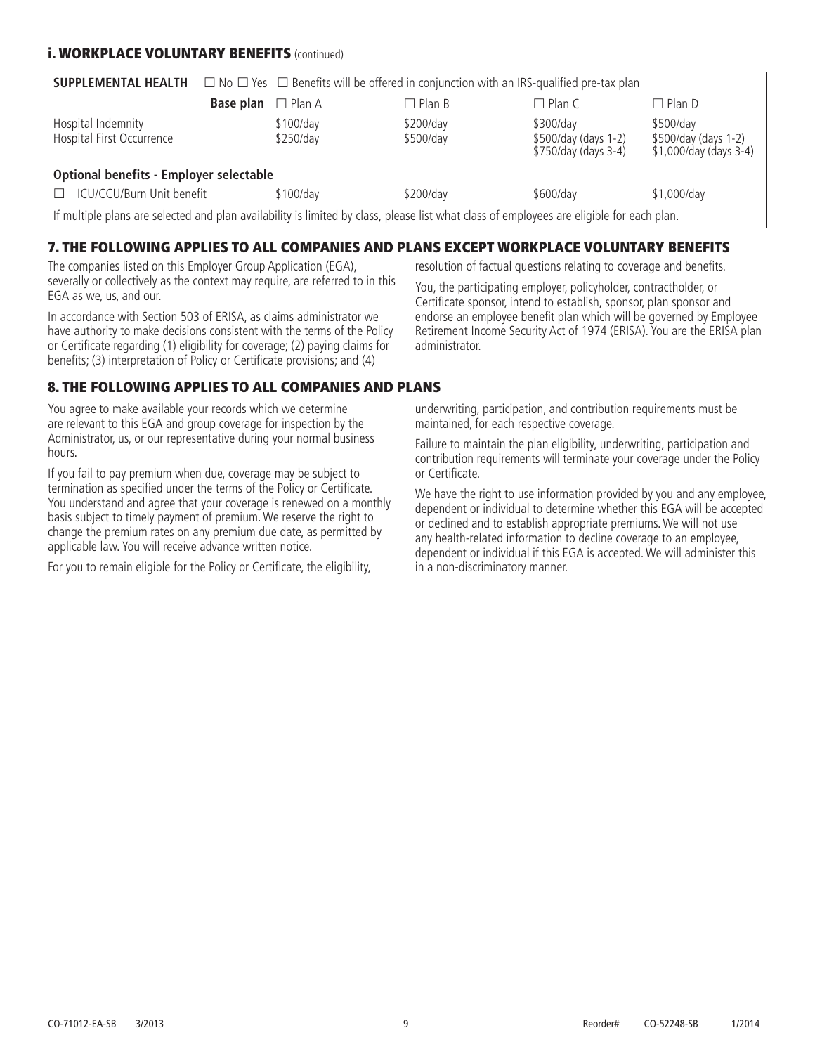### i. WORKPLACE VOLUNTARY BENEFITS (continued)

| SUPPLEMENTAL HEALTH | ☐ No ☐ Yes ☐ Benefits will be offered in conjunction with an IRS-qualified pre-tax plan | | | |
|---|---|---|---|---|
| **Base plan** | ☐ Plan A | ☐ Plan B | ☐ Plan C | ☐ Plan D |
| Hospital Indemnity<br>Hospital First Occurrence | \$100/day<br>\$250/day | \$200/day<br>\$500/day | \$300/day<br>\$500/day (days 1-2)<br>\$750/day (days 3-4) | \$500/day<br>\$500/day (days 1-2)<br>\$1,000/day (days 3-4) |
| **Optional benefits - Employer selectable** | | | | |
| ☐ ICU/CCU/Burn Unit benefit | \$100/day | \$200/day | \$600/day | \$1,000/day |
| If multiple plans are selected and plan availability is limited by class, please list what class of employees are eligible for each plan. | | | | |

## 7. THE FOLLOWING APPLIES TO ALL COMPANIES AND PLANS EXCEPT WORKPLACE VOLUNTARY BENEFITS

The companies listed on this Employer Group Application (EGA), severally or collectively as the context may require, are referred to in this EGA as we, us, and our.

In accordance with Section 503 of ERISA, as claims administrator we have authority to make decisions consistent with the terms of the Policy or Certificate regarding (1) eligibility for coverage; (2) paying claims for benefits; (3) interpretation of Policy or Certificate provisions; and (4) resolution of factual questions relating to coverage and benefits.

You, the participating employer, policyholder, contractholder, or Certificate sponsor, intend to establish, sponsor, plan sponsor and endorse an employee benefit plan which will be governed by Employee Retirement Income Security Act of 1974 (ERISA). You are the ERISA plan administrator.

## 8. THE FOLLOWING APPLIES TO ALL COMPANIES AND PLANS

You agree to make available your records which we determine are relevant to this EGA and group coverage for inspection by the Administrator, us, or our representative during your normal business hours.

If you fail to pay premium when due, coverage may be subject to termination as specified under the terms of the Policy or Certificate. You understand and agree that your coverage is renewed on a monthly basis subject to timely payment of premium. We reserve the right to change the premium rates on any premium due date, as permitted by applicable law. You will receive advance written notice.

For you to remain eligible for the Policy or Certificate, the eligibility, underwriting, participation, and contribution requirements must be maintained, for each respective coverage.

Failure to maintain the plan eligibility, underwriting, participation and contribution requirements will terminate your coverage under the Policy or Certificate.

We have the right to use information provided by you and any employee, dependent or individual to determine whether this EGA will be accepted or declined and to establish appropriate premiums. We will not use any health-related information to decline coverage to an employee, dependent or individual if this EGA is accepted. We will administer this in a non-discriminatory manner.

CO-71012-EA-SB 3/2013 Reorder# CO-52248-SB 1/2014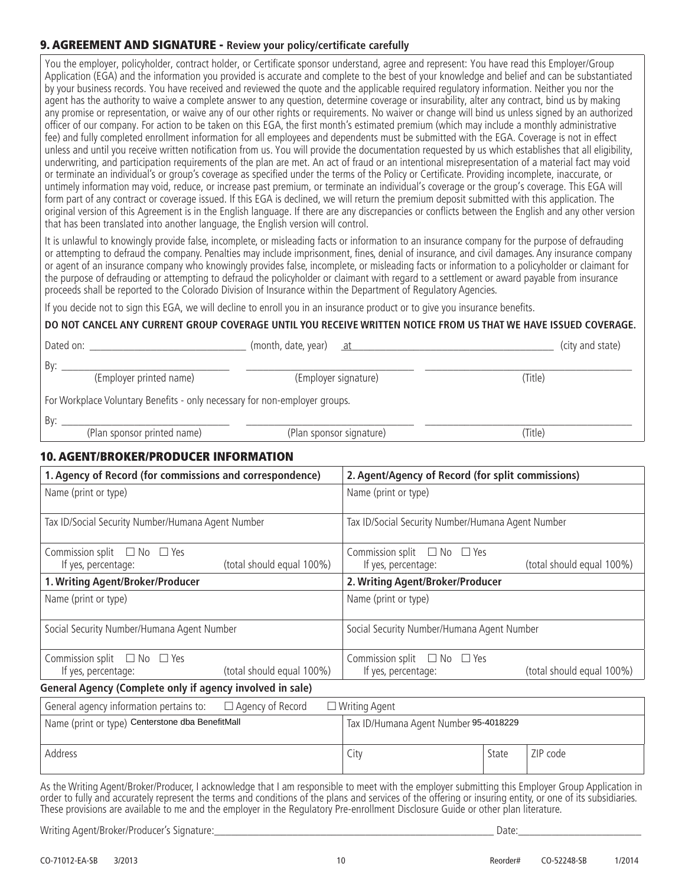## 9. AGREEMENT AND SIGNATURE - Review your policy/certificate carefully

You the employer, policyholder, contract holder, or Certificate sponsor understand, agree and represent: You have read this Employer/Group Application (EGA) and the information you provided is accurate and complete to the best of your knowledge and belief and can be substantiated by your business records. You have received and reviewed the quote and the applicable required regulatory information. Neither you nor the agent has the authority to waive a complete answer to any question, determine coverage or insurability, alter any contract, bind us by making any promise or representation, or waive any of our other rights or requirements. No waiver or change will bind us unless signed by an authorized officer of our company. For action to be taken on this EGA, the first month's estimated premium (which may include a monthly administrative fee) and fully completed enrollment information for all employees and dependents must be submitted with the EGA. Coverage is not in effect unless and until you receive written notification from us. You will provide the documentation requested by us which establishes that all eligibility, underwriting, and participation requirements of the plan are met. An act of fraud or an intentional misrepresentation of a material fact may void or terminate an individual's or group's coverage as specified under the terms of the Policy or Certificate. Providing incomplete, inaccurate, or untimely information may void, reduce, or increase past premium, or terminate an individual's coverage or the group's coverage. This EGA will form part of any contract or coverage issued. If this EGA is declined, we will return the premium deposit submitted with this application. The original version of this Agreement is in the English language. If there are any discrepancies or conflicts between the English and any other version that has been translated into another language, the English version will control.

It is unlawful to knowingly provide false, incomplete, or misleading facts or information to an insurance company for the purpose of defrauding or attempting to defraud the company. Penalties may include imprisonment, fines, denial of insurance, and civil damages. Any insurance company or agent of an insurance company who knowingly provides false, incomplete, or misleading facts or information to a policyholder or claimant for the purpose of defrauding or attempting to defraud the policyholder or claimant with regard to a settlement or award payable from insurance proceeds shall be reported to the Colorado Division of Insurance within the Department of Regulatory Agencies.

If you decide not to sign this EGA, we will decline to enroll you in an insurance product or to give you insurance benefits.

**DO NOT CANCEL ANY CURRENT GROUP COVERAGE UNTIL YOU RECEIVE WRITTEN NOTICE FROM US THAT WE HAVE ISSUED COVERAGE.**

Dated on: ______________________ (month, date, year) at ______________________ (city and state)

By: ______________________ (Employer printed name) ______________________ (Employer signature) ______________________ (Title)

For Workplace Voluntary Benefits - only necessary for non-employer groups.

By: ______________________ (Plan sponsor printed name) ______________________ (Plan sponsor signature) ______________________ (Title)

## 10. AGENT/BROKER/PRODUCER INFORMATION

| **1. Agency of Record (for commissions and correspondence)** | **2. Agent/Agency of Record (for split commissions)** |
|---|---|
| Name (print or type) | Name (print or type) |
| Tax ID/Social Security Number/Humana Agent Number | Tax ID/Social Security Number/Humana Agent Number |
| Commission split ☐ No ☐ Yes<br>If yes, percentage: (total should equal 100%) | Commission split ☐ No ☐ Yes<br>If yes, percentage: (total should equal 100%) |
| **1. Writing Agent/Broker/Producer** | **2. Writing Agent/Broker/Producer** |
| Name (print or type) | Name (print or type) |
| Social Security Number/Humana Agent Number | Social Security Number/Humana Agent Number |
| Commission split ☐ No ☐ Yes<br>If yes, percentage: (total should equal 100%) | Commission split ☐ No ☐ Yes<br>If yes, percentage: (total should equal 100%) |

**General Agency (Complete only if agency involved in sale)**

| General agency information pertains to: ☐ Agency of Record ☐ Writing Agent | | | |
|---|---|---|---|
| Name (print or type) Centerstone dba BenefitMall | Tax ID/Humana Agent Number 95-4018229 | | |
| Address | City | State | ZIP code |

As the Writing Agent/Broker/Producer, I acknowledge that I am responsible to meet with the employer submitting this Employer Group Application in order to fully and accurately represent the terms and conditions of the plans and services of the offering or insuring entity, or one of its subsidiaries. These provisions are available to me and the employer in the Regulatory Pre-enrollment Disclosure Guide or other plan literature.

Writing Agent/Broker/Producer's Signature: ______________________ Date: ______________

CO-71012-EA-SB 3/2013 Reorder# CO-52248-SB 1/2014